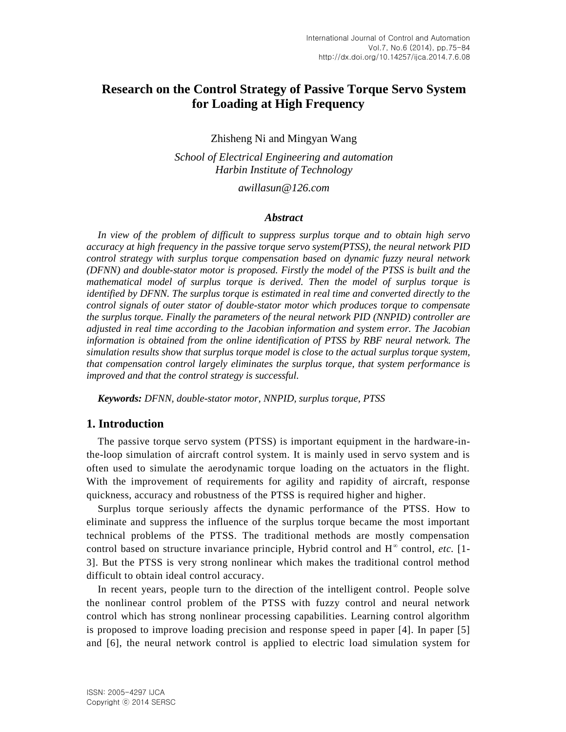# Research on the Control Strategy of Passive Torque Servo System for Loading at High Frequency

Zhisheng Ni and Mingyan Wang

*School of Electrical Engineering and automation*
*Harbin Institute of Technology*

*awillasun@126.com*

### *Abstract*

*In view of the problem of difficult to suppress surplus torque and to obtain high servo accuracy at high frequency in the passive torque servo system(PTSS), the neural network PID control strategy with surplus torque compensation based on dynamic fuzzy neural network (DFNN) and double-stator motor is proposed. Firstly the model of the PTSS is built and the mathematical model of surplus torque is derived. Then the model of surplus torque is identified by DFNN. The surplus torque is estimated in real time and converted directly to the control signals of outer stator of double-stator motor which produces torque to compensate the surplus torque. Finally the parameters of the neural network PID (NNPID) controller are adjusted in real time according to the Jacobian information and system error. The Jacobian information is obtained from the online identification of PTSS by RBF neural network. The simulation results show that surplus torque model is close to the actual surplus torque system, that compensation control largely eliminates the surplus torque, that system performance is improved and that the control strategy is successful.*

***Keywords:*** *DFNN, double-stator motor, NNPID, surplus torque, PTSS*

## 1. Introduction

The passive torque servo system (PTSS) is important equipment in the hardware-in-the-loop simulation of aircraft control system. It is mainly used in servo system and is often used to simulate the aerodynamic torque loading on the actuators in the flight. With the improvement of requirements for agility and rapidity of aircraft, response quickness, accuracy and robustness of the PTSS is required higher and higher.

Surplus torque seriously affects the dynamic performance of the PTSS. How to eliminate and suppress the influence of the surplus torque became the most important technical problems of the PTSS. The traditional methods are mostly compensation control based on structure invariance principle, Hybrid control and $H^{\infty}$ control, *etc.* [1-3]. But the PTSS is very strong nonlinear which makes the traditional control method difficult to obtain ideal control accuracy.

In recent years, people turn to the direction of the intelligent control. People solve the nonlinear control problem of the PTSS with fuzzy control and neural network control which has strong nonlinear processing capabilities. Learning control algorithm is proposed to improve loading precision and response speed in paper [4]. In paper [5] and [6], the neural network control is applied to electric load simulation system for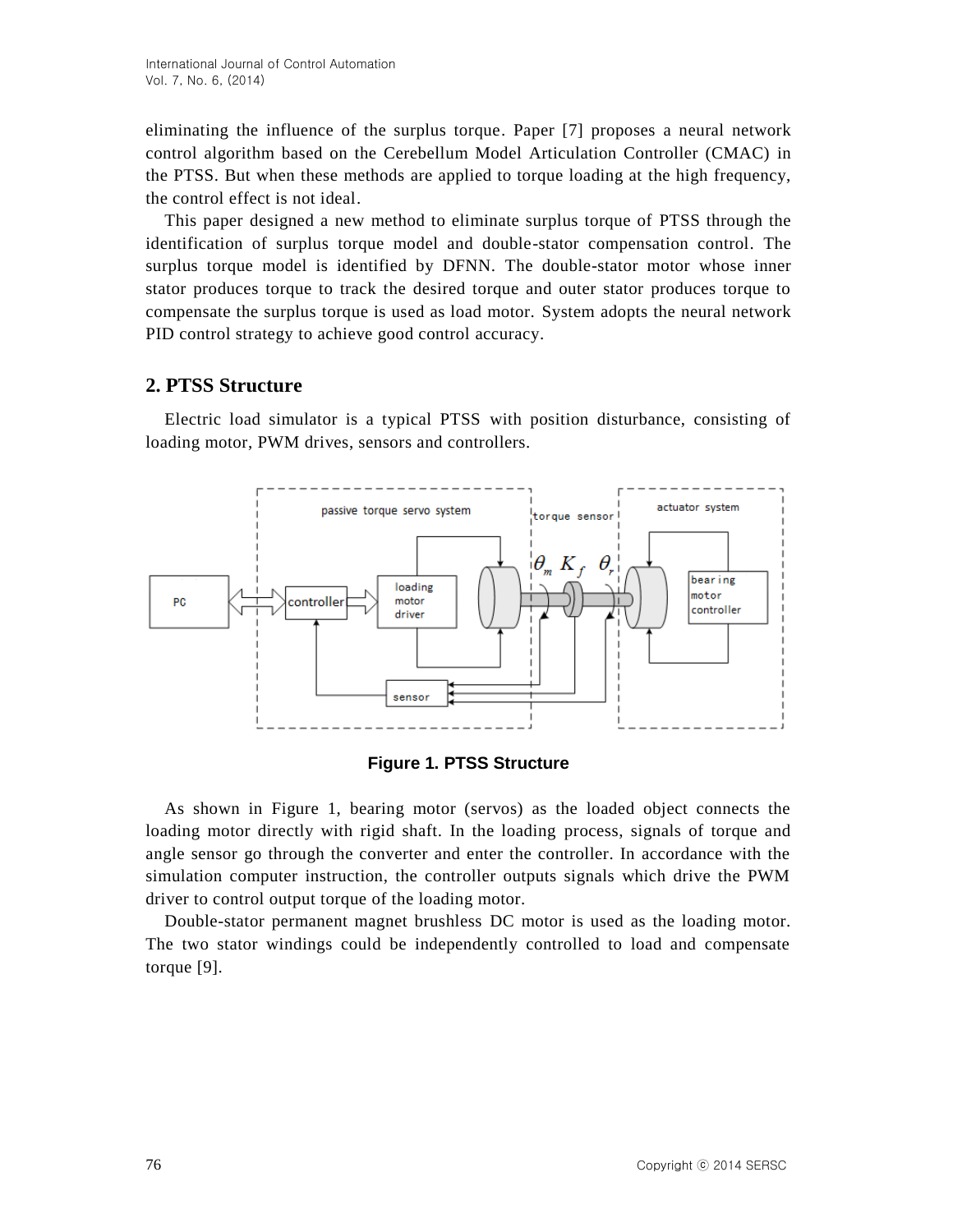eliminating the influence of the surplus torque. Paper [7] proposes a neural network control algorithm based on the Cerebellum Model Articulation Controller (CMAC) in the PTSS. But when these methods are applied to torque loading at the high frequency, the control effect is not ideal.

This paper designed a new method to eliminate surplus torque of PTSS through the identification of surplus torque model and double-stator compensation control. The surplus torque model is identified by DFNN. The double-stator motor whose inner stator produces torque to track the desired torque and outer stator produces torque to compensate the surplus torque is used as load motor. System adopts the neural network PID control strategy to achieve good control accuracy.

## 2. PTSS Structure

Electric load simulator is a typical PTSS with position disturbance, consisting of loading motor, PWM drives, sensors and controllers.

**Figure 1. PTSS Structure**

As shown in Figure 1, bearing motor (servos) as the loaded object connects the loading motor directly with rigid shaft. In the loading process, signals of torque and angle sensor go through the converter and enter the controller. In accordance with the simulation computer instruction, the controller outputs signals which drive the PWM driver to control output torque of the loading motor.

Double-stator permanent magnet brushless DC motor is used as the loading motor. The two stator windings could be independently controlled to load and compensate torque [9].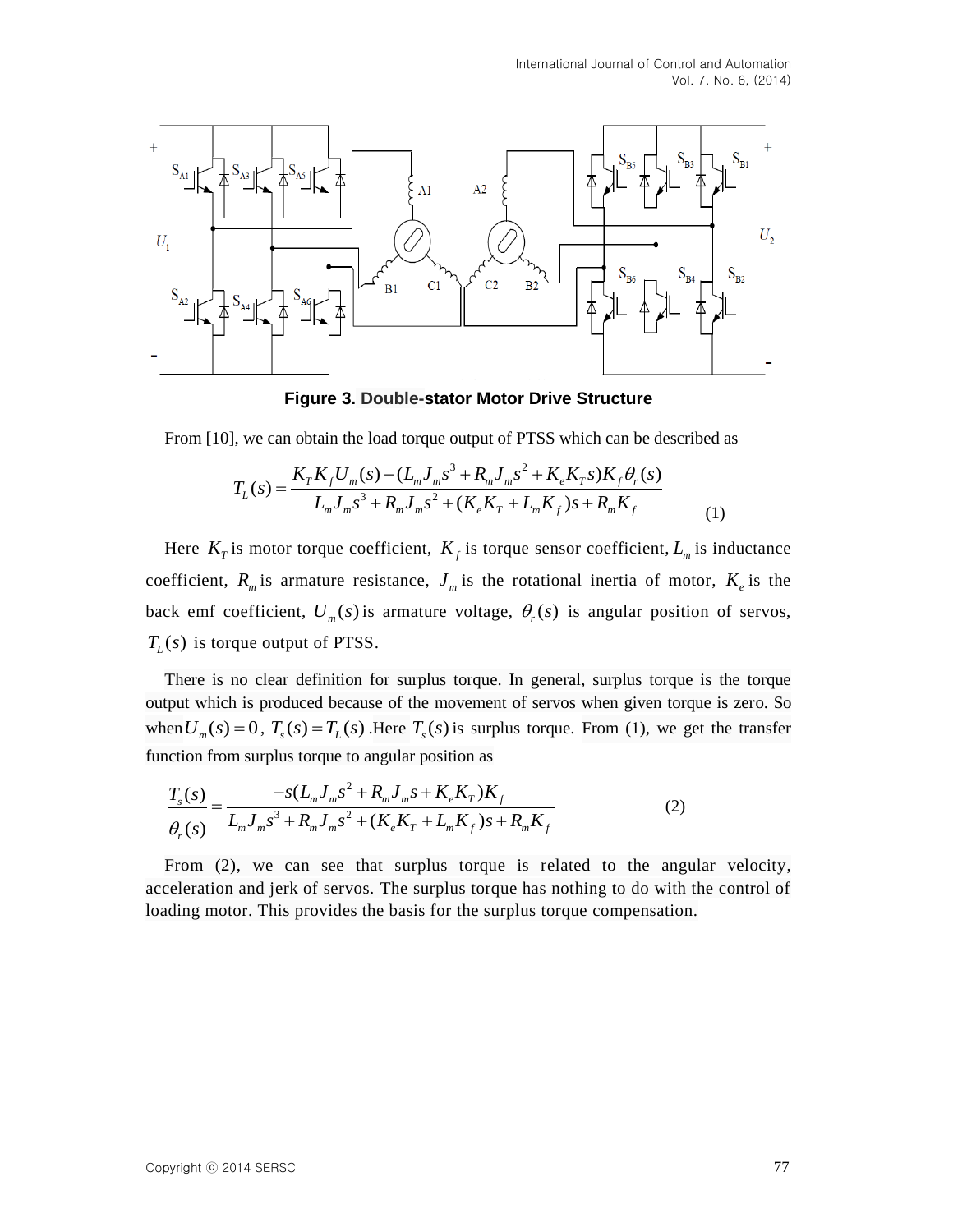**Figure 3. Double-stator Motor Drive Structure**

From [10], we can obtain the load torque output of PTSS which can be described as

$$T_L(s) = \frac{K_T K_f U_m(s) - (L_m J_m s^3 + R_m J_m s^2 + K_e K_T s) K_f \theta_r(s)}{L_m J_m s^3 + R_m J_m s^2 + (K_e K_T + L_m K_f) s + R_m K_f} \tag{1}$$

Here $K_T$ is motor torque coefficient, $K_f$ is torque sensor coefficient, $L_m$ is inductance coefficient, $R_m$ is armature resistance, $J_m$ is the rotational inertia of motor, $K_e$ is the back emf coefficient, $U_m(s)$ is armature voltage, $\theta_r(s)$ is angular position of servos, $T_L(s)$ is torque output of PTSS.

There is no clear definition for surplus torque. In general, surplus torque is the torque output which is produced because of the movement of servos when given torque is zero. So when $U_m(s) = 0$, $T_s(s) = T_L(s)$ .Here $T_s(s)$ is surplus torque. From (1), we get the transfer function from surplus torque to angular position as

$$\frac{T_s(s)}{\theta_r(s)} = \frac{-s(L_m J_m s^2 + R_m J_m s + K_e K_T) K_f}{L_m J_m s^3 + R_m J_m s^2 + (K_e K_T + L_m K_f) s + R_m K_f} \tag{2}$$

From (2), we can see that surplus torque is related to the angular velocity, acceleration and jerk of servos. The surplus torque has nothing to do with the control of loading motor. This provides the basis for the surplus torque compensation.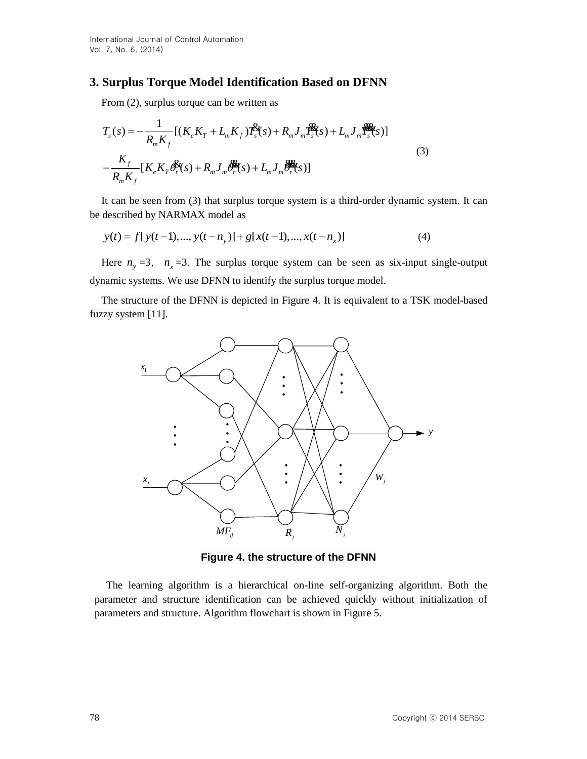## 3. Surplus Torque Model Identification Based on DFNN

From (2), surplus torque can be written as

$$
\begin{aligned}
T_s(s) = &-\frac{1}{R_m K_f}[(K_e K_T + L_m K_f)\dot{T}_s(s) + R_m J_m \ddot{T}_s(s) + L_m J_m \dddot{T}_s(s)] \\
&-\frac{K_f}{R_m K_f}[K_e K_T \dot{\theta}_r(s) + R_m J_m \ddot{\theta}_r(s) + L_m J_m \dddot{\theta}_r(s)]
\end{aligned} \tag{3}
$$

It can be seen from (3) that surplus torque system is a third-order dynamic system. It can be described by NARMAX model as

$$
y(t) = f[y(t-1),...,y(t-n_y)] + g[x(t-1),...,x(t-n_x)] \tag{4}
$$

Here $n_y$ =3, $n_x$ =3. The surplus torque system can be seen as six-input single-output dynamic systems. We use DFNN to identify the surplus torque model.

The structure of the DFNN is depicted in Figure 4. It is equivalent to a TSK model-based fuzzy system [11].

Figure 4. the structure of the DFNN

The learning algorithm is a hierarchical on-line self-organizing algorithm. Both the parameter and structure identification can be achieved quickly without initialization of parameters and structure. Algorithm flowchart is shown in Figure 5.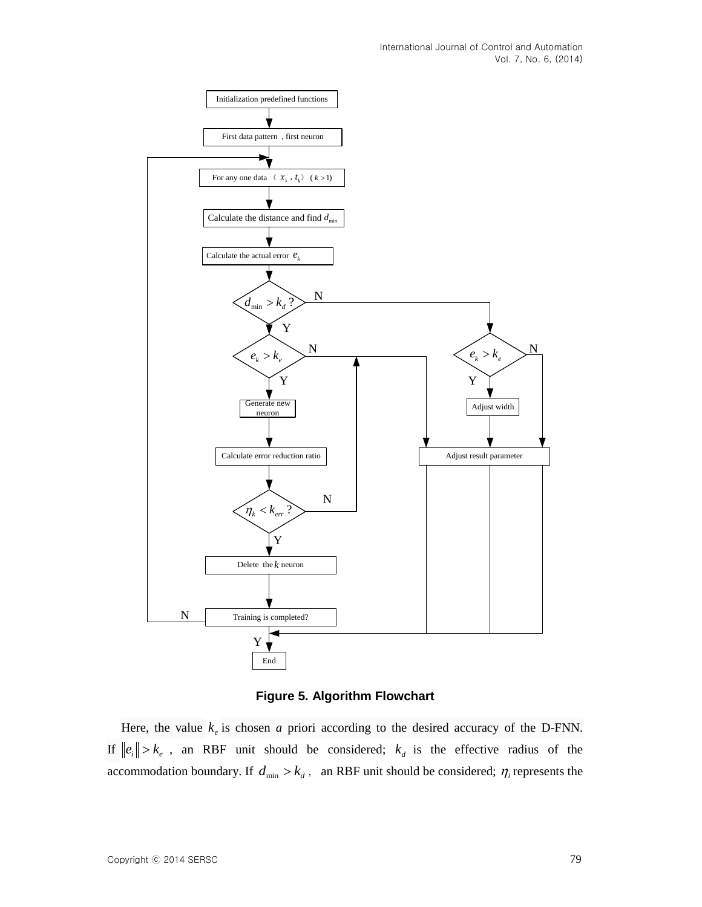**Figure 5. Algorithm Flowchart**

Here, the value $k_e$ is chosen *a* priori according to the desired accuracy of the D-FNN. If $\|e_i\| > k_e$ , an RBF unit should be considered; $k_d$ is the effective radius of the accommodation boundary. If $d_{\min} > k_d$ , an RBF unit should be considered; $\eta_i$ represents the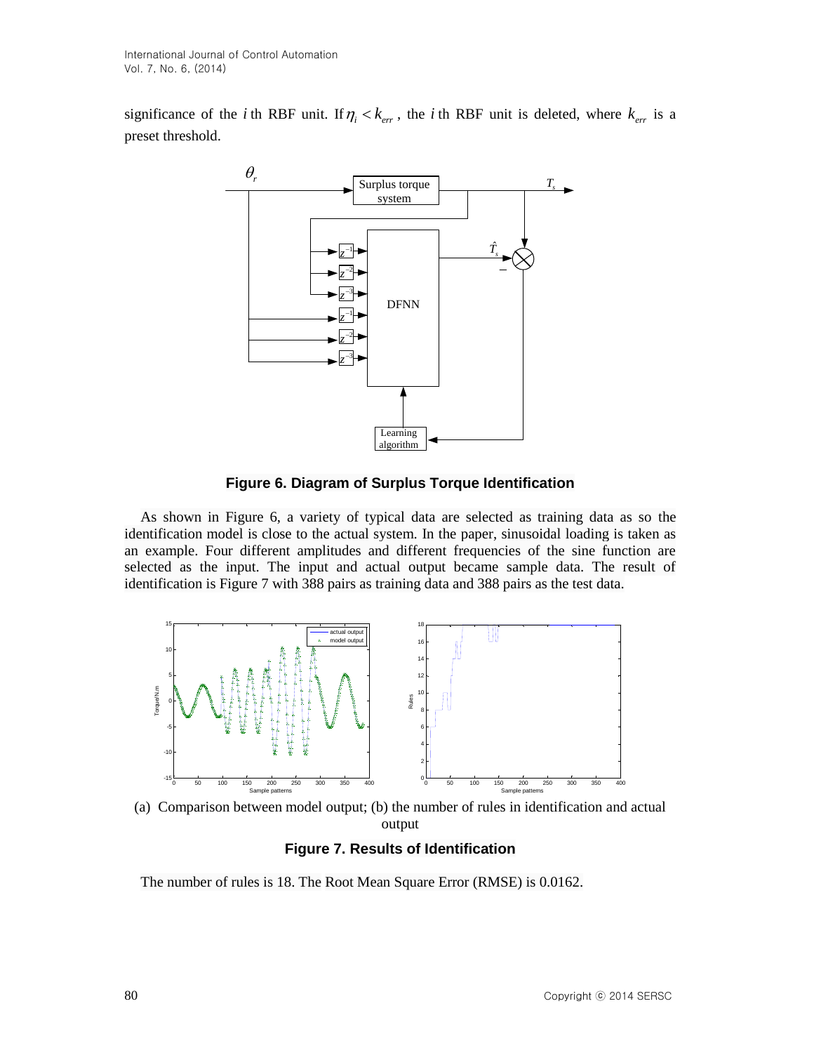significance of the $i$ th RBF unit. If $\eta_i < k_{err}$, the $i$ th RBF unit is deleted, where $k_{err}$ is a preset threshold.

**Figure 6. Diagram of Surplus Torque Identification**

As shown in Figure 6, a variety of typical data are selected as training data as so the identification model is close to the actual system. In the paper, sinusoidal loading is taken as an example. Four different amplitudes and different frequencies of the sine function are selected as the input. The input and actual output became sample data. The result of identification is Figure 7 with 388 pairs as training data and 388 pairs as the test data.

(a) Comparison between model output; (b) the number of rules in identification and actual output

**Figure 7. Results of Identification**

The number of rules is 18. The Root Mean Square Error (RMSE) is 0.0162.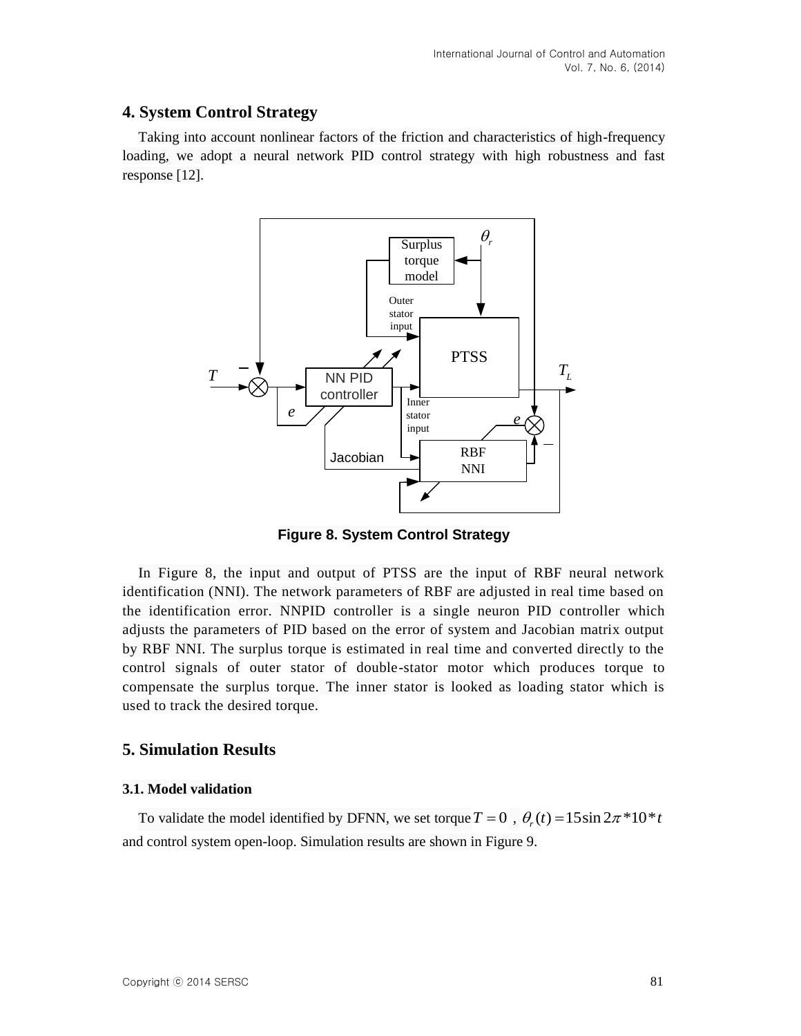## 4. System Control Strategy

Taking into account nonlinear factors of the friction and characteristics of high-frequency loading, we adopt a neural network PID control strategy with high robustness and fast response [12].

**Figure 8. System Control Strategy**

In Figure 8, the input and output of PTSS are the input of RBF neural network identification (NNI). The network parameters of RBF are adjusted in real time based on the identification error. NNPID controller is a single neuron PID controller which adjusts the parameters of PID based on the error of system and Jacobian matrix output by RBF NNI. The surplus torque is estimated in real time and converted directly to the control signals of outer stator of double-stator motor which produces torque to compensate the surplus torque. The inner stator is looked as loading stator which is used to track the desired torque.

## 5. Simulation Results

### 3.1. Model validation

To validate the model identified by DFNN, we set torque $T = 0$ , $\theta_r(t) = 15\sin 2\pi * 10 * t$ and control system open-loop. Simulation results are shown in Figure 9.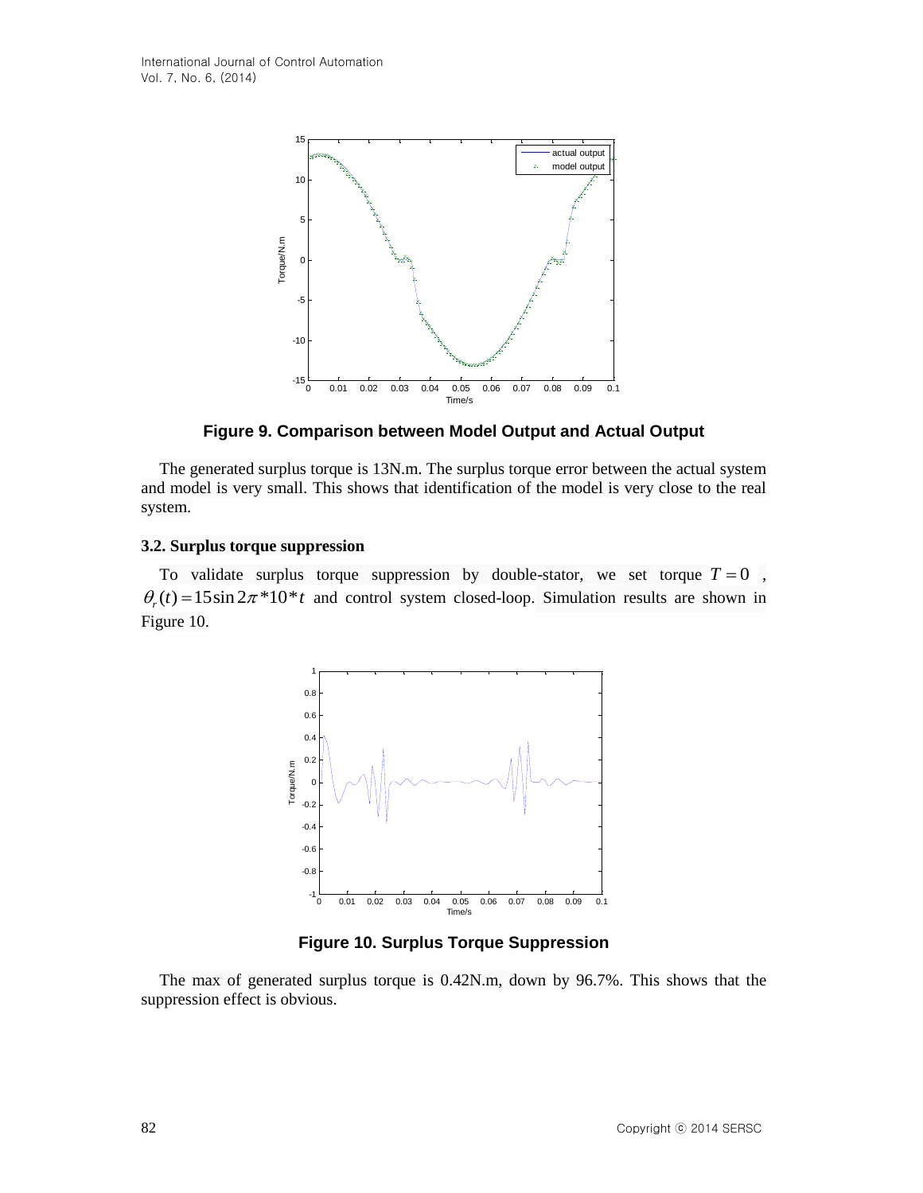Figure 9. Comparison between Model Output and Actual Output

The generated surplus torque is 13N.m. The surplus torque error between the actual system and model is very small. This shows that identification of the model is very close to the real system.

### 3.2. Surplus torque suppression

To validate surplus torque suppression by double-stator, we set torque $T = 0$, $\theta_r(t) = 15\sin 2\pi * 10 * t$ and control system closed-loop. Simulation results are shown in Figure 10.

Figure 10. Surplus Torque Suppression

The max of generated surplus torque is 0.42N.m, down by 96.7%. This shows that the suppression effect is obvious.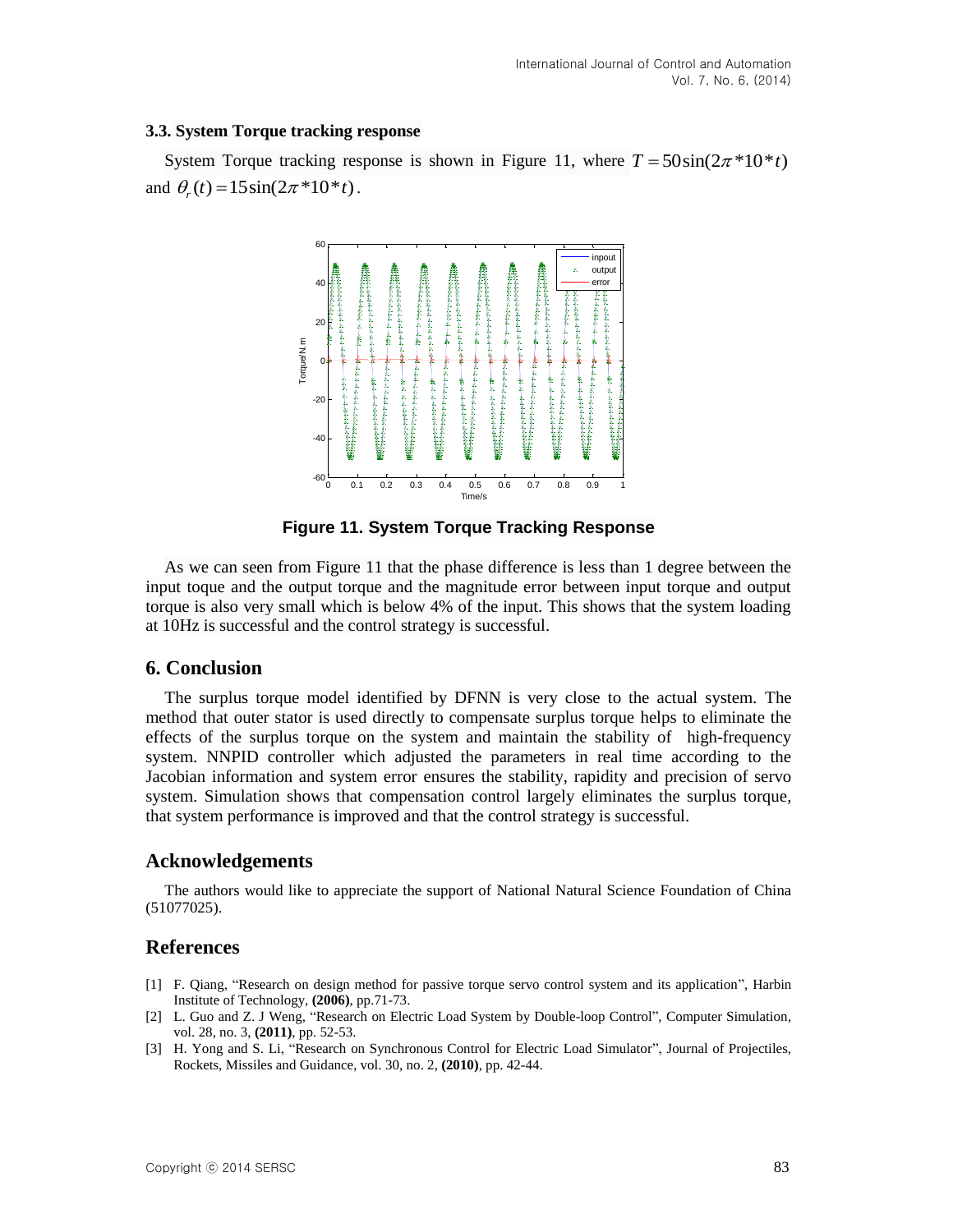### 3.3. System Torque tracking response

System Torque tracking response is shown in Figure 11, where $T = 50\sin(2\pi * 10 * t)$ and $\theta_r(t) = 15\sin(2\pi * 10 * t)$.

**Figure 11. System Torque Tracking Response**

As we can seen from Figure 11 that the phase difference is less than 1 degree between the input toque and the output torque and the magnitude error between input torque and output torque is also very small which is below 4% of the input. This shows that the system loading at 10Hz is successful and the control strategy is successful.

## 6. Conclusion

The surplus torque model identified by DFNN is very close to the actual system. The method that outer stator is used directly to compensate surplus torque helps to eliminate the effects of the surplus torque on the system and maintain the stability of high-frequency system. NNPID controller which adjusted the parameters in real time according to the Jacobian information and system error ensures the stability, rapidity and precision of servo system. Simulation shows that compensation control largely eliminates the surplus torque, that system performance is improved and that the control strategy is successful.

## Acknowledgements

The authors would like to appreciate the support of National Natural Science Foundation of China (51077025).

## References

[1] F. Qiang, "Research on design method for passive torque servo control system and its application", Harbin Institute of Technology, **(2006)**, pp.71-73.

[2] L. Guo and Z. J Weng, "Research on Electric Load System by Double-loop Control", Computer Simulation, vol. 28, no. 3, **(2011)**, pp. 52-53.

[3] H. Yong and S. Li, "Research on Synchronous Control for Electric Load Simulator", Journal of Projectiles, Rockets, Missiles and Guidance, vol. 30, no. 2, **(2010)**, pp. 42-44.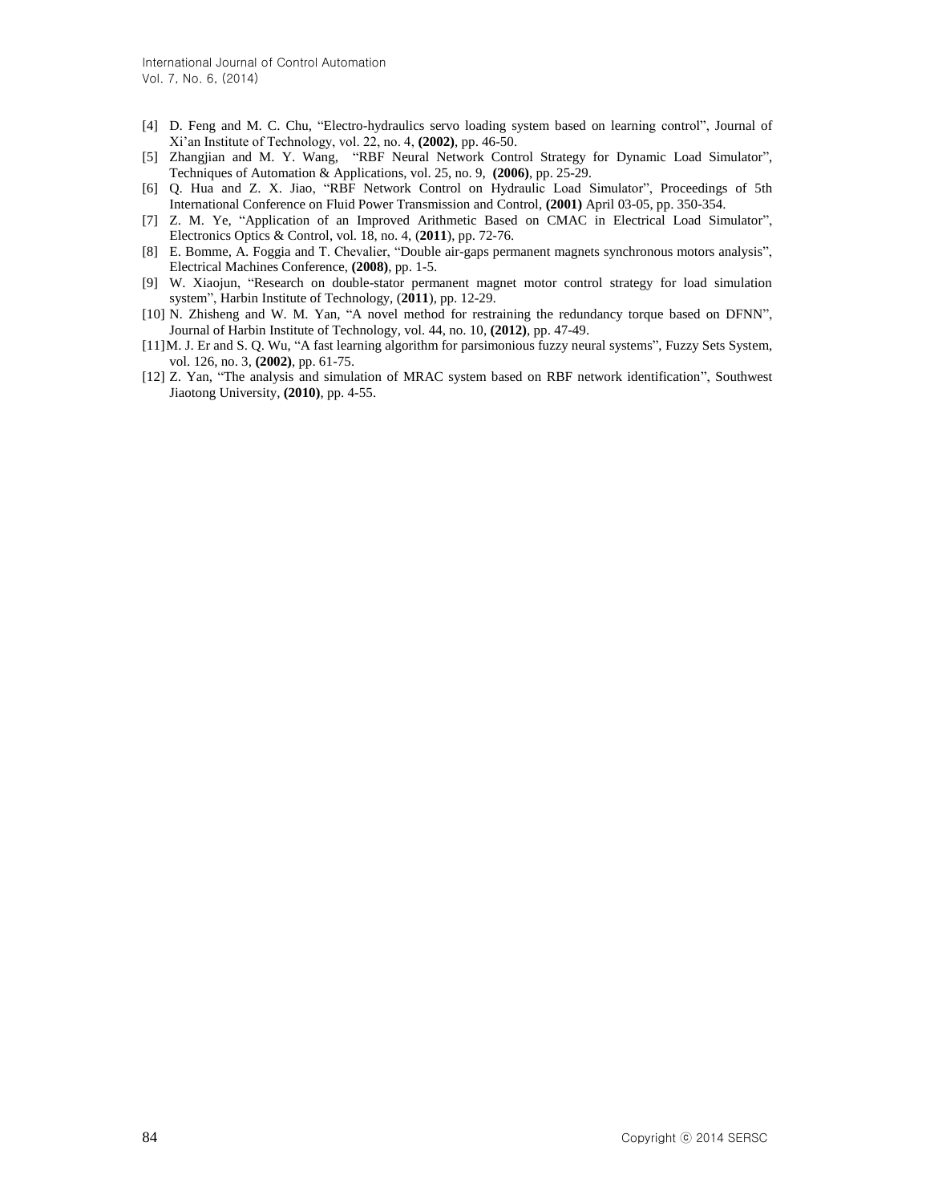[4] D. Feng and M. C. Chu, “Electro-hydraulics servo loading system based on learning control”, Journal of Xi’an Institute of Technology, vol. 22, no. 4, **(2002)**, pp. 46-50.

[5] Zhangjian and M. Y. Wang, “RBF Neural Network Control Strategy for Dynamic Load Simulator”, Techniques of Automation & Applications, vol. 25, no. 9, **(2006)**, pp. 25-29.

[6] Q. Hua and Z. X. Jiao, “RBF Network Control on Hydraulic Load Simulator”, Proceedings of 5th International Conference on Fluid Power Transmission and Control, **(2001)** April 03-05, pp. 350-354.

[7] Z. M. Ye, “Application of an Improved Arithmetic Based on CMAC in Electrical Load Simulator”, Electronics Optics & Control, vol. 18, no. 4, (**2011**), pp. 72-76.

[8] E. Bomme, A. Foggia and T. Chevalier, “Double air-gaps permanent magnets synchronous motors analysis”, Electrical Machines Conference, **(2008)**, pp. 1-5.

[9] W. Xiaojun, “Research on double-stator permanent magnet motor control strategy for load simulation system”, Harbin Institute of Technology, (**2011**), pp. 12-29.

[10] N. Zhisheng and W. M. Yan, “A novel method for restraining the redundancy torque based on DFNN”, Journal of Harbin Institute of Technology, vol. 44, no. 10, **(2012)**, pp. 47-49.

[11] M. J. Er and S. Q. Wu, “A fast learning algorithm for parsimonious fuzzy neural systems”, Fuzzy Sets System, vol. 126, no. 3, **(2002)**, pp. 61-75.

[12] Z. Yan, “The analysis and simulation of MRAC system based on RBF network identification”, Southwest Jiaotong University, **(2010)**, pp. 4-55.